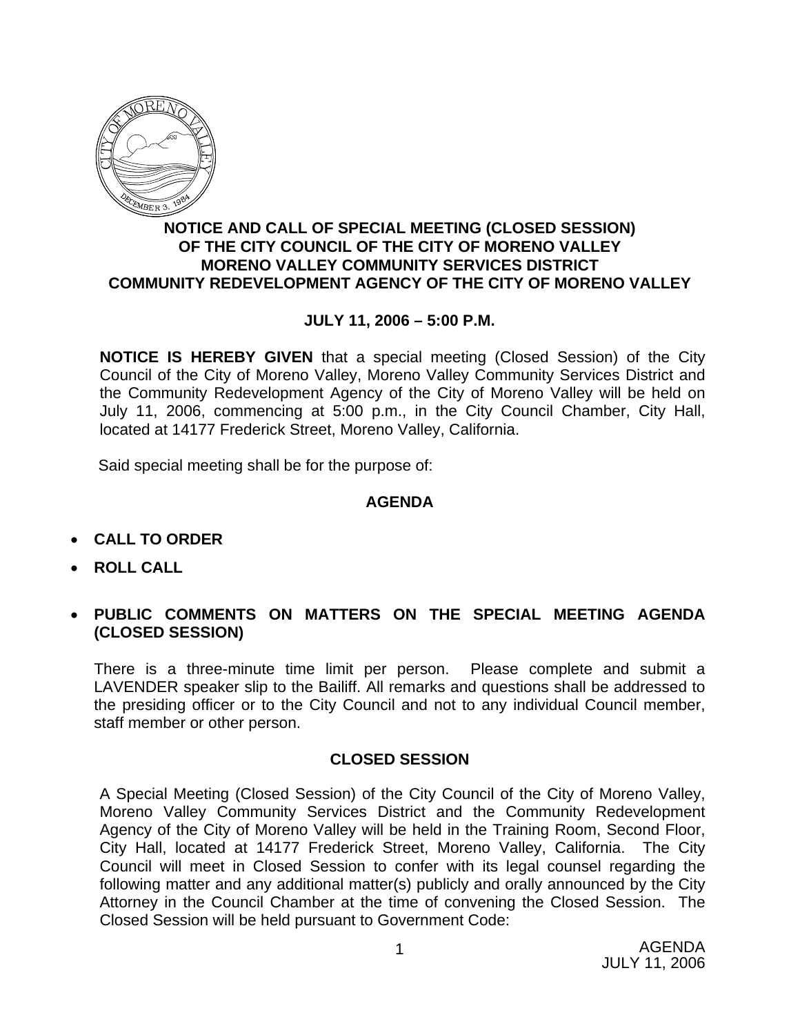**NOTICE AND CALL OF SPECIAL MEETING (CLOSED SESSION)**
**OF THE CITY COUNCIL OF THE CITY OF MORENO VALLEY**
**MORENO VALLEY COMMUNITY SERVICES DISTRICT**
**COMMUNITY REDEVELOPMENT AGENCY OF THE CITY OF MORENO VALLEY**

**JULY 11, 2006 – 5:00 P.M.**

**NOTICE IS HEREBY GIVEN** that a special meeting (Closed Session) of the City Council of the City of Moreno Valley, Moreno Valley Community Services District and the Community Redevelopment Agency of the City of Moreno Valley will be held on July 11, 2006, commencing at 5:00 p.m., in the City Council Chamber, City Hall, located at 14177 Frederick Street, Moreno Valley, California.

Said special meeting shall be for the purpose of:

## AGENDA

- **CALL TO ORDER**
- **ROLL CALL**
- **PUBLIC COMMENTS ON MATTERS ON THE SPECIAL MEETING AGENDA (CLOSED SESSION)**

There is a three-minute time limit per person. Please complete and submit a LAVENDER speaker slip to the Bailiff. All remarks and questions shall be addressed to the presiding officer or to the City Council and not to any individual Council member, staff member or other person.

## CLOSED SESSION

A Special Meeting (Closed Session) of the City Council of the City of Moreno Valley, Moreno Valley Community Services District and the Community Redevelopment Agency of the City of Moreno Valley will be held in the Training Room, Second Floor, City Hall, located at 14177 Frederick Street, Moreno Valley, California. The City Council will meet in Closed Session to confer with its legal counsel regarding the following matter and any additional matter(s) publicly and orally announced by the City Attorney in the Council Chamber at the time of convening the Closed Session. The Closed Session will be held pursuant to Government Code: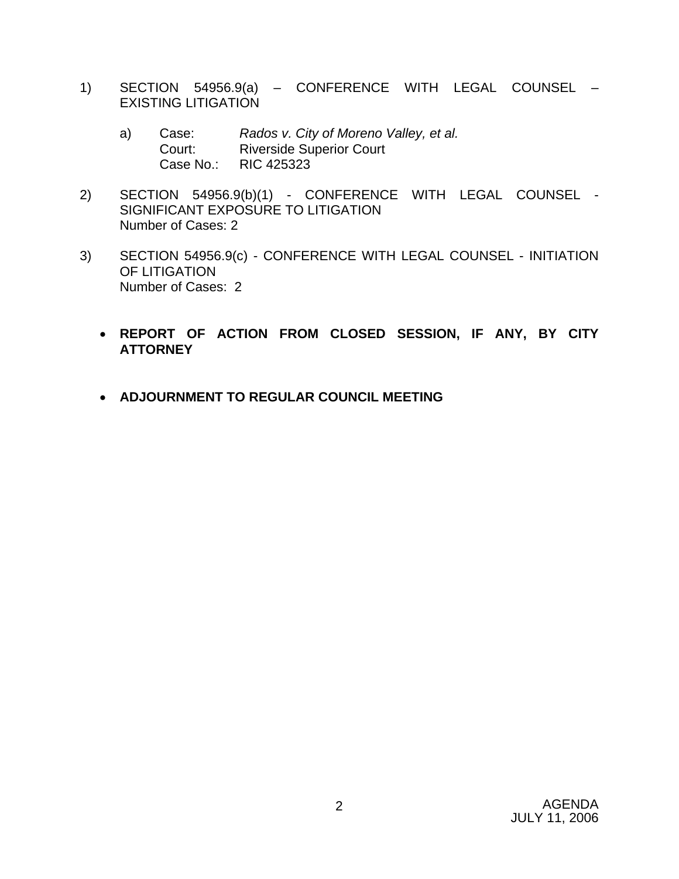1) SECTION 54956.9(a) – CONFERENCE WITH LEGAL COUNSEL – EXISTING LITIGATION

   a) Case: *Rados v. City of Moreno Valley, et al.*
      Court: Riverside Superior Court
      Case No.: RIC 425323

2) SECTION 54956.9(b)(1) - CONFERENCE WITH LEGAL COUNSEL - SIGNIFICANT EXPOSURE TO LITIGATION
   Number of Cases: 2

3) SECTION 54956.9(c) - CONFERENCE WITH LEGAL COUNSEL - INITIATION OF LITIGATION
   Number of Cases: 2

- **REPORT OF ACTION FROM CLOSED SESSION, IF ANY, BY CITY ATTORNEY**

- **ADJOURNMENT TO REGULAR COUNCIL MEETING**